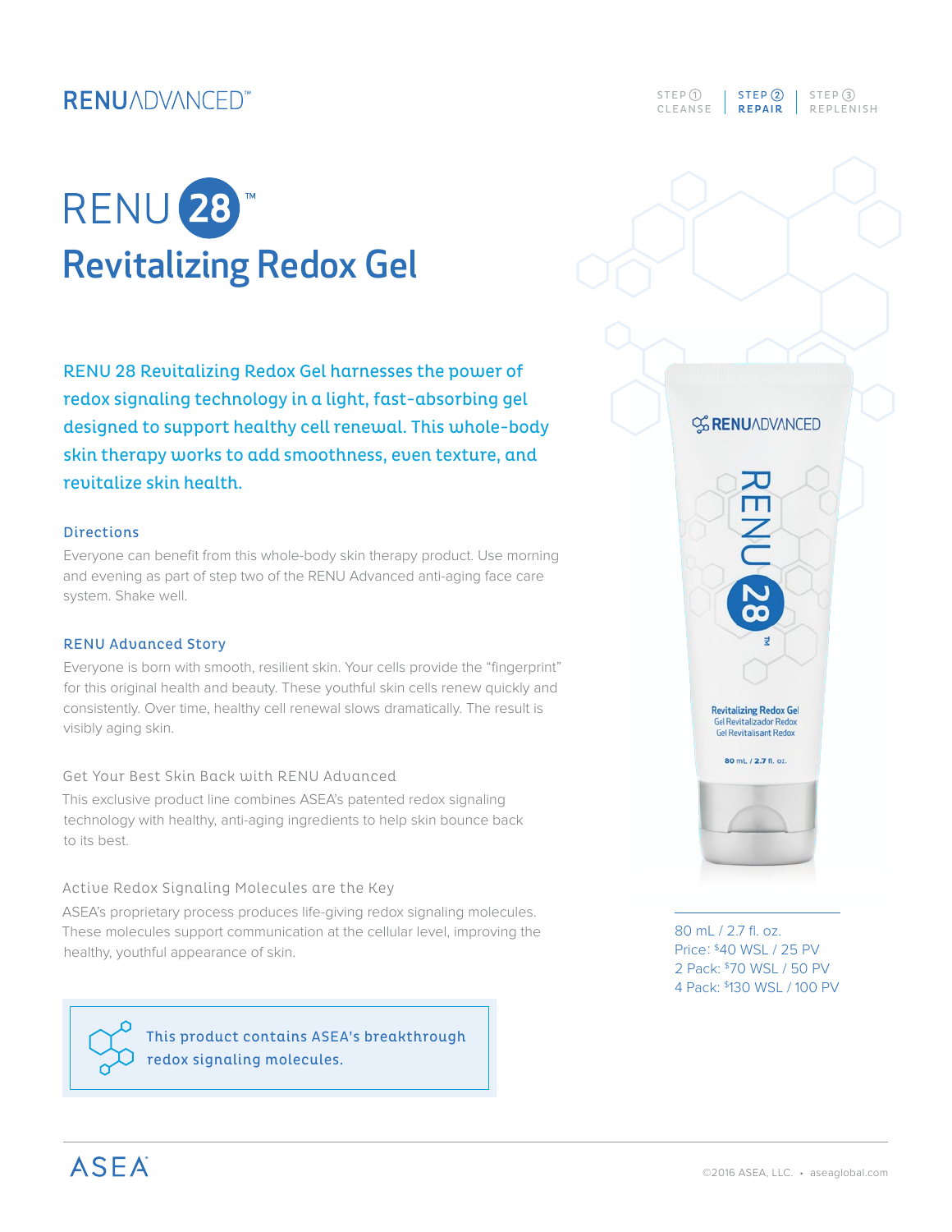RENUADVANCED™

STEP ① CLEANSE | **STEP ② REPAIR** | STEP ③ REPLENISH

# RENU 28™
# Revitalizing Redox Gel

RENU 28 Revitalizing Redox Gel harnesses the power of redox signaling technology in a light, fast-absorbing gel designed to support healthy cell renewal. This whole-body skin therapy works to add smoothness, even texture, and revitalize skin health.

### Directions

Everyone can benefit from this whole-body skin therapy product. Use morning and evening as part of step two of the RENU Advanced anti-aging face care system. Shake well.

### RENU Advanced Story

Everyone is born with smooth, resilient skin. Your cells provide the "fingerprint" for this original health and beauty. These youthful skin cells renew quickly and consistently. Over time, healthy cell renewal slows dramatically. The result is visibly aging skin.

### Get Your Best Skin Back with RENU Advanced

This exclusive product line combines ASEA's patented redox signaling technology with healthy, anti-aging ingredients to help skin bounce back to its best.

### Active Redox Signaling Molecules are the Key

ASEA's proprietary process produces life-giving redox signaling molecules. These molecules support communication at the cellular level, improving the healthy, youthful appearance of skin.

> This product contains ASEA's breakthrough redox signaling molecules.

80 mL / 2.7 fl. oz.
Price: $40 WSL / 25 PV
2 Pack: $70 WSL / 50 PV
4 Pack: $130 WSL / 100 PV

ASEA

©2016 ASEA, LLC. • aseaglobal.com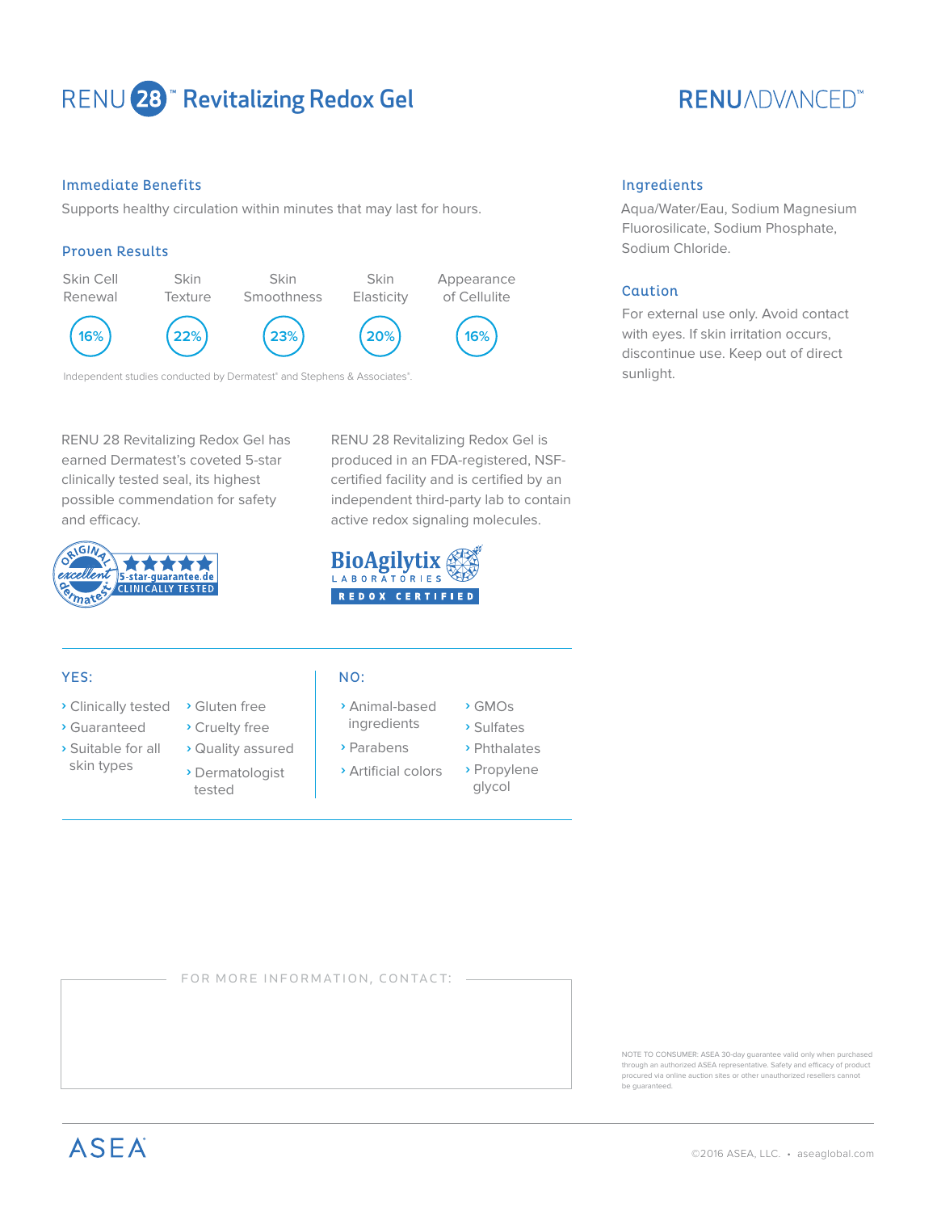# RENU 28™ Revitalizing Redox Gel

RENUADVANCED™

## Immediate Benefits

Supports healthy circulation within minutes that may last for hours.

## Proven Results

Skin Cell Renewal
16%

Skin Texture
22%

Skin Smoothness
23%

Skin Elasticity
20%

Appearance of Cellulite
16%

Independent studies conducted by Dermatest® and Stephens & Associates®.

RENU 28 Revitalizing Redox Gel has earned Dermatest's coveted 5-star clinically tested seal, its highest possible commendation for safety and efficacy.

ORIGINAL excellent dermatest 5-star-guarantee.de CLINICALLY TESTED

RENU 28 Revitalizing Redox Gel is produced in an FDA-registered, NSF-certified facility and is certified by an independent third-party lab to contain active redox signaling molecules.

BioAgilytix LABORATORIES REDOX CERTIFIED

## YES:

- Clinically tested
- Guaranteed
- Suitable for all skin types
- Gluten free
- Cruelty free
- Quality assured
- Dermatologist tested

## NO:

- Animal-based ingredients
- Parabens
- Artificial colors
- GMOs
- Sulfates
- Phthalates
- Propylene glycol

FOR MORE INFORMATION, CONTACT:

## Ingredients

Aqua/Water/Eau, Sodium Magnesium Fluorosilicate, Sodium Phosphate, Sodium Chloride.

## Caution

For external use only. Avoid contact with eyes. If skin irritation occurs, discontinue use. Keep out of direct sunlight.

NOTE TO CONSUMER: ASEA 30-day guarantee valid only when purchased through an authorized ASEA representative. Safety and efficacy of product procured via online auction sites or other unauthorized resellers cannot be guaranteed.

ASEA

©2016 ASEA, LLC. • aseaglobal.com